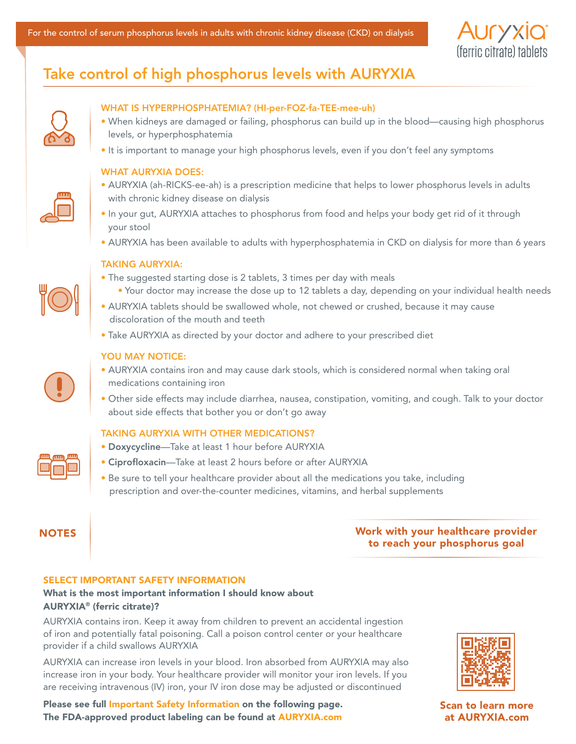For the control of serum phosphorus levels in adults with chronic kidney disease (CKD) on dialysis

Auryxia® (ferric citrate) tablets

# Take control of high phosphorus levels with AURYXIA

### WHAT IS HYPERPHOSPHATEMIA? (HI-per-FOZ-fa-TEE-mee-uh)

- When kidneys are damaged or failing, phosphorus can build up in the blood—causing high phosphorus levels, or hyperphosphatemia
- It is important to manage your high phosphorus levels, even if you don't feel any symptoms

### WHAT AURYXIA DOES:

- AURYXIA (ah-RICKS-ee-ah) is a prescription medicine that helps to lower phosphorus levels in adults with chronic kidney disease on dialysis
- In your gut, AURYXIA attaches to phosphorus from food and helps your body get rid of it through your stool
- AURYXIA has been available to adults with hyperphosphatemia in CKD on dialysis for more than 6 years

### TAKING AURYXIA:

- The suggested starting dose is 2 tablets, 3 times per day with meals
  - Your doctor may increase the dose up to 12 tablets a day, depending on your individual health needs
- AURYXIA tablets should be swallowed whole, not chewed or crushed, because it may cause discoloration of the mouth and teeth
- Take AURYXIA as directed by your doctor and adhere to your prescribed diet

### YOU MAY NOTICE:

- AURYXIA contains iron and may cause dark stools, which is considered normal when taking oral medications containing iron
- Other side effects may include diarrhea, nausea, constipation, vomiting, and cough. Talk to your doctor about side effects that bother you or don't go away

### TAKING AURYXIA WITH OTHER MEDICATIONS?

- **Doxycycline**—Take at least 1 hour before AURYXIA
- **Ciprofloxacin**—Take at least 2 hours before or after AURYXIA
- Be sure to tell your healthcare provider about all the medications you take, including prescription and over-the-counter medicines, vitamins, and herbal supplements

### NOTES

**Work with your healthcare provider to reach your phosphorus goal**

### SELECT IMPORTANT SAFETY INFORMATION

**What is the most important information I should know about AURYXIA® (ferric citrate)?**

AURYXIA contains iron. Keep it away from children to prevent an accidental ingestion of iron and potentially fatal poisoning. Call a poison control center or your healthcare provider if a child swallows AURYXIA

AURYXIA can increase iron levels in your blood. Iron absorbed from AURYXIA may also increase iron in your body. Your healthcare provider will monitor your iron levels. If you are receiving intravenous (IV) iron, your IV iron dose may be adjusted or discontinued

**Please see full Important Safety Information on the following page.**
**The FDA-approved product labeling can be found at AURYXIA.com**

**Scan to learn more at AURYXIA.com**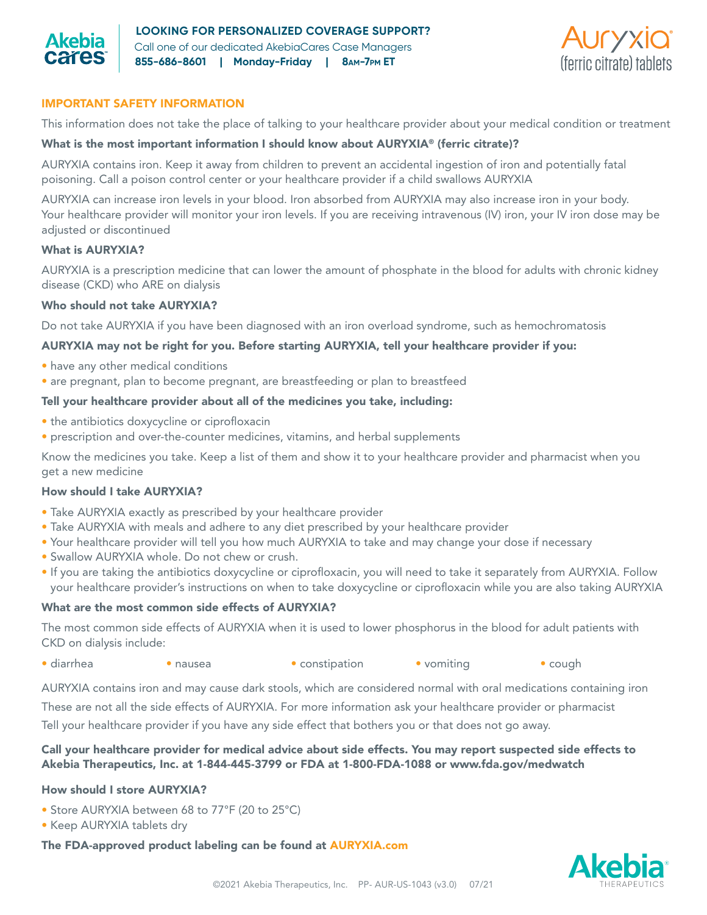**LOOKING FOR PERSONALIZED COVERAGE SUPPORT?**
Call one of our dedicated AkebiaCares Case Managers
**855-686-8601 | Monday-Friday | 8AM-7PM ET**

## IMPORTANT SAFETY INFORMATION

This information does not take the place of talking to your healthcare provider about your medical condition or treatment

### What is the most important information I should know about AURYXIA® (ferric citrate)?

AURYXIA contains iron. Keep it away from children to prevent an accidental ingestion of iron and potentially fatal poisoning. Call a poison control center or your healthcare provider if a child swallows AURYXIA

AURYXIA can increase iron levels in your blood. Iron absorbed from AURYXIA may also increase iron in your body. Your healthcare provider will monitor your iron levels. If you are receiving intravenous (IV) iron, your IV iron dose may be adjusted or discontinued

### What is AURYXIA?

AURYXIA is a prescription medicine that can lower the amount of phosphate in the blood for adults with chronic kidney disease (CKD) who ARE on dialysis

### Who should not take AURYXIA?

Do not take AURYXIA if you have been diagnosed with an iron overload syndrome, such as hemochromatosis

### AURYXIA may not be right for you. Before starting AURYXIA, tell your healthcare provider if you:

- have any other medical conditions
- are pregnant, plan to become pregnant, are breastfeeding or plan to breastfeed

### Tell your healthcare provider about all of the medicines you take, including:

- the antibiotics doxycycline or ciprofloxacin
- prescription and over-the-counter medicines, vitamins, and herbal supplements

Know the medicines you take. Keep a list of them and show it to your healthcare provider and pharmacist when you get a new medicine

### How should I take AURYXIA?

- Take AURYXIA exactly as prescribed by your healthcare provider
- Take AURYXIA with meals and adhere to any diet prescribed by your healthcare provider
- Your healthcare provider will tell you how much AURYXIA to take and may change your dose if necessary
- Swallow AURYXIA whole. Do not chew or crush.
- If you are taking the antibiotics doxycycline or ciprofloxacin, you will need to take it separately from AURYXIA. Follow your healthcare provider's instructions on when to take doxycycline or ciprofloxacin while you are also taking AURYXIA

### What are the most common side effects of AURYXIA?

The most common side effects of AURYXIA when it is used to lower phosphorus in the blood for adult patients with CKD on dialysis include:

- diarrhea
- nausea
- constipation
- vomiting
- cough

AURYXIA contains iron and may cause dark stools, which are considered normal with oral medications containing iron

These are not all the side effects of AURYXIA. For more information ask your healthcare provider or pharmacist

Tell your healthcare provider if you have any side effect that bothers you or that does not go away.

**Call your healthcare provider for medical advice about side effects. You may report suspected side effects to Akebia Therapeutics, Inc. at 1-844-445-3799 or FDA at 1-800-FDA-1088 or www.fda.gov/medwatch**

### How should I store AURYXIA?

- Store AURYXIA between 68 to 77°F (20 to 25°C)
- Keep AURYXIA tablets dry

**The FDA-approved product labeling can be found at AURYXIA.com**

©2021 Akebia Therapeutics, Inc. PP- AUR-US-1043 (v3.0) 07/21